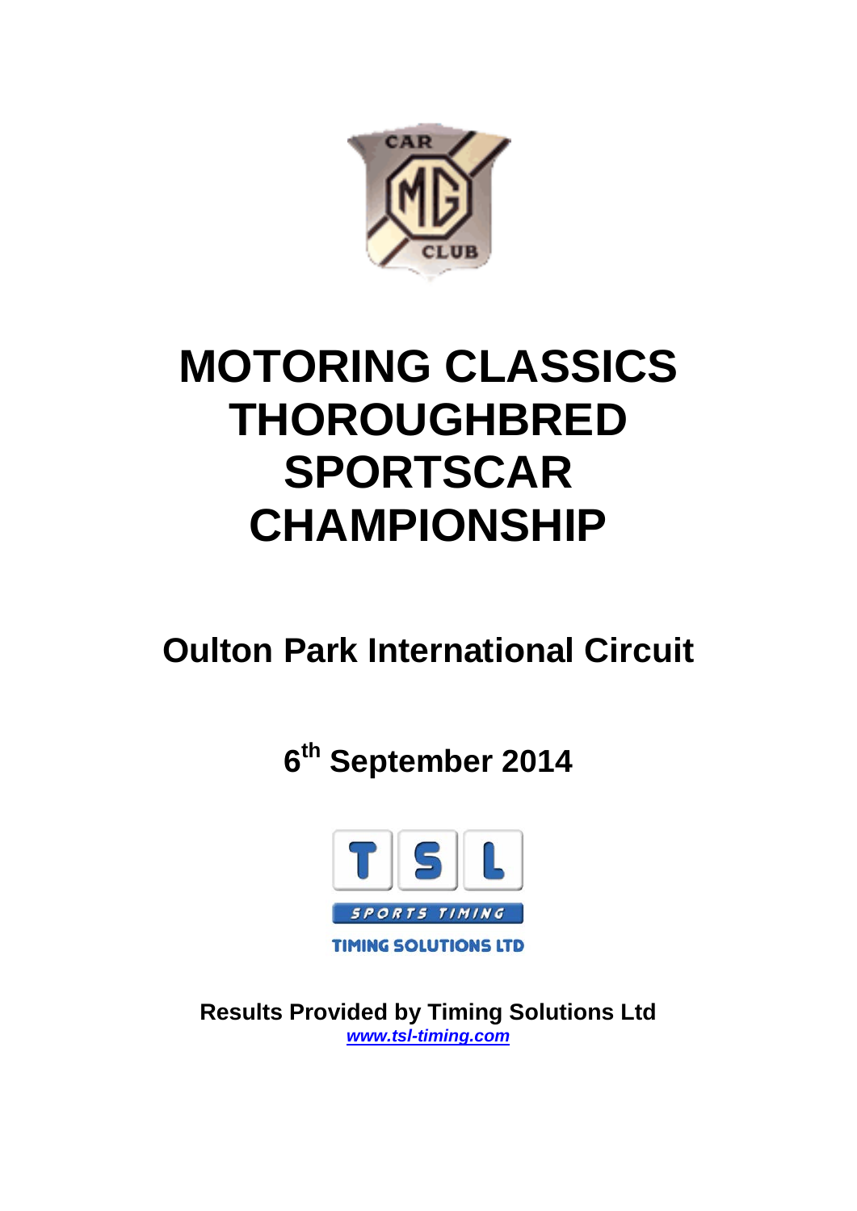# MOTORING CLASSICS THOROUGHBRED SPORTSCAR CHAMPIONSHIP

## Oulton Park International Circuit

## 6th September 2014

**Results Provided by Timing Solutions Ltd**
***www.tsl-timing.com***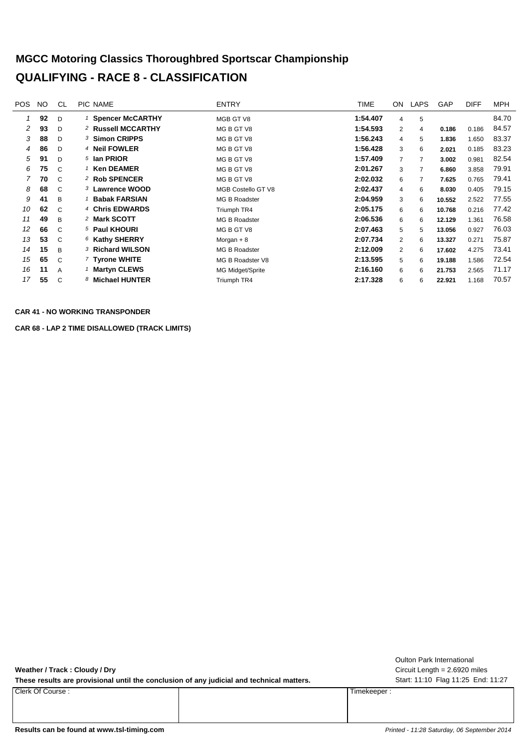# MGCC Motoring Classics Thoroughbred Sportscar Championship

# QUALIFYING - RACE 8 - CLASSIFICATION

| POS | NO | CL | PIC | NAME | ENTRY | TIME | ON | LAPS | GAP | DIFF | MPH |
|---|---|---|---|---|---|---|---|---|---|---|---|
| 1 | 92 | D | 1 | **Spencer McCARTHY** | MGB GT V8 | **1:54.407** | 4 | 5 | | | 84.70 |
| 2 | 93 | D | 2 | **Russell MCCARTHY** | MG B GT V8 | **1:54.593** | 2 | 4 | **0.186** | 0.186 | 84.57 |
| 3 | 88 | D | 3 | **Simon CRIPPS** | MG B GT V8 | **1:56.243** | 4 | 5 | **1.836** | 1.650 | 83.37 |
| 4 | 86 | D | 4 | **Neil FOWLER** | MG B GT V8 | **1:56.428** | 3 | 6 | **2.021** | 0.185 | 83.23 |
| 5 | 91 | D | 5 | **Ian PRIOR** | MG B GT V8 | **1:57.409** | 7 | 7 | **3.002** | 0.981 | 82.54 |
| 6 | 75 | C | 1 | **Ken DEAMER** | MG B GT V8 | **2:01.267** | 3 | 7 | **6.860** | 3.858 | 79.91 |
| 7 | 70 | C | 2 | **Rob SPENCER** | MG B GT V8 | **2:02.032** | 6 | 7 | **7.625** | 0.765 | 79.41 |
| 8 | 68 | C | 3 | **Lawrence WOOD** | MGB Costello GT V8 | **2:02.437** | 4 | 6 | **8.030** | 0.405 | 79.15 |
| 9 | 41 | B | 1 | **Babak FARSIAN** | MG B Roadster | **2:04.959** | 3 | 6 | **10.552** | 2.522 | 77.55 |
| 10 | 62 | C | 4 | **Chris EDWARDS** | Triumph TR4 | **2:05.175** | 6 | 6 | **10.768** | 0.216 | 77.42 |
| 11 | 49 | B | 2 | **Mark SCOTT** | MG B Roadster | **2:06.536** | 6 | 6 | **12.129** | 1.361 | 76.58 |
| 12 | 66 | C | 5 | **Paul KHOURI** | MG B GT V8 | **2:07.463** | 5 | 5 | **13.056** | 0.927 | 76.03 |
| 13 | 53 | C | 6 | **Kathy SHERRY** | Morgan + 8 | **2:07.734** | 2 | 6 | **13.327** | 0.271 | 75.87 |
| 14 | 15 | B | 3 | **Richard WILSON** | MG B Roadster | **2:12.009** | 2 | 6 | **17.602** | 4.275 | 73.41 |
| 15 | 65 | C | 7 | **Tyrone WHITE** | MG B Roadster V8 | **2:13.595** | 5 | 6 | **19.188** | 1.586 | 72.54 |
| 16 | 11 | A | 1 | **Martyn CLEWS** | MG Midget/Sprite | **2:16.160** | 6 | 6 | **21.753** | 2.565 | 71.17 |
| 17 | 55 | C | 8 | **Michael HUNTER** | Triumph TR4 | **2:17.328** | 6 | 6 | **22.921** | 1.168 | 70.57 |

**CAR 41 - NO WORKING TRANSPONDER**

**CAR 68 - LAP 2 TIME DISALLOWED (TRACK LIMITS)**

Oulton Park International

**Weather / Track : Cloudy / Dry**

Circuit Length = 2.6920 miles

**These results are provisional until the conclusion of any judicial and technical matters.**

Start: 11:10 Flag 11:25 End: 11:27

| Clerk Of Course : | | Timekeeper : |
|---|---|---|

**Results can be found at www.tsl-timing.com**

*Printed - 11:28 Saturday, 06 September 2014*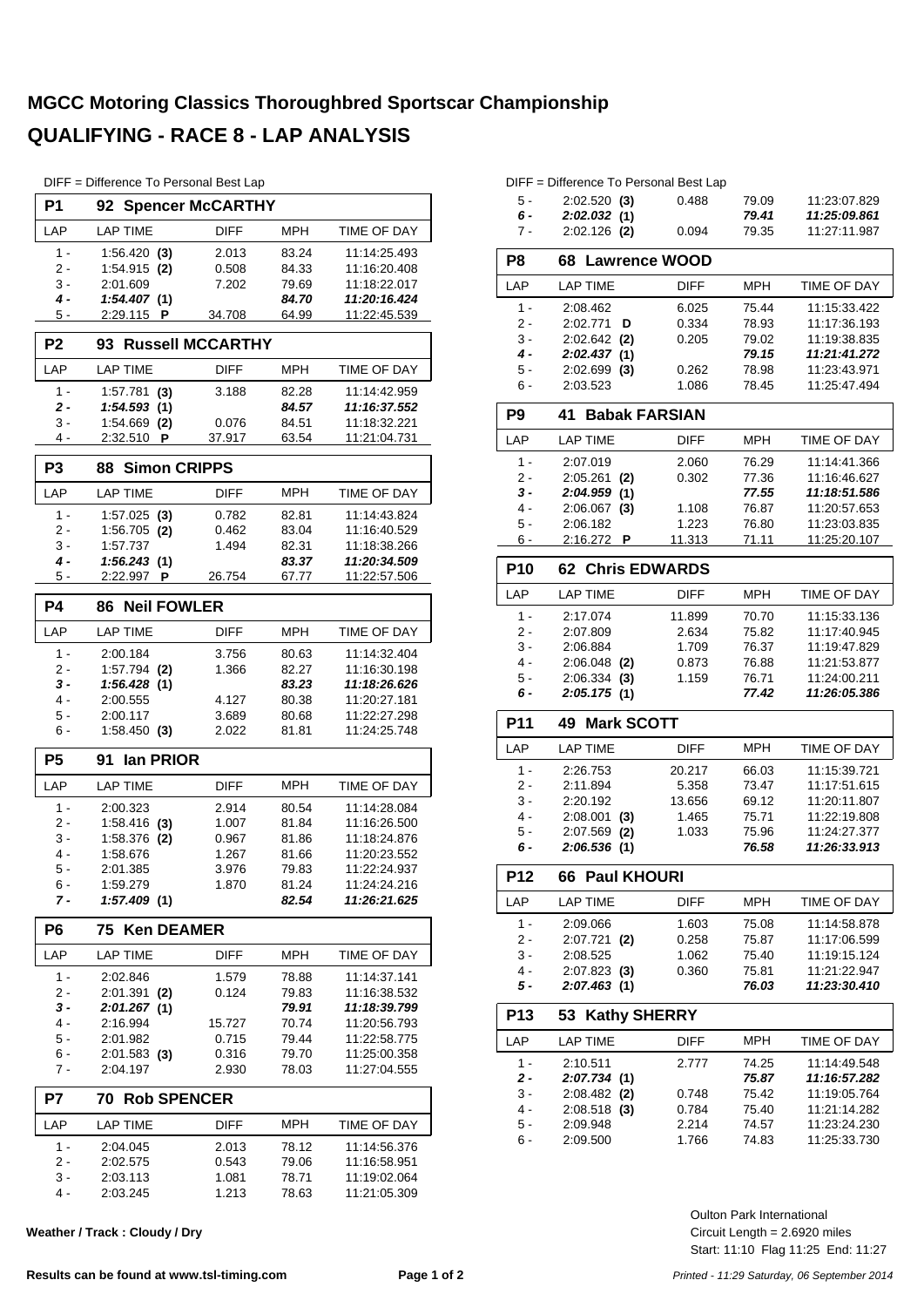# MGCC Motoring Classics Thoroughbred Sportscar Championship

## QUALIFYING - RACE 8 - LAP ANALYSIS

DIFF = Difference To Personal Best Lap

### P1 92 Spencer McCARTHY

| LAP | LAP TIME | DIFF | MPH | TIME OF DAY |
|---|---|---|---|---|
| 1 - | 1:56.420 **(3)** | 2.013 | 83.24 | 11:14:25.493 |
| 2 - | 1:54.915 **(2)** | 0.508 | 84.33 | 11:16:20.408 |
| 3 - | 2:01.609 | 7.202 | 79.69 | 11:18:22.017 |
| ***4 -*** | ***1:54.407 (1)*** | | ***84.70*** | ***11:20:16.424*** |
| 5 - | 2:29.115 **P** | 34.708 | 64.99 | 11:22:45.539 |

### P2 93 Russell McCARTHY

| LAP | LAP TIME | DIFF | MPH | TIME OF DAY |
|---|---|---|---|---|
| 1 - | 1:57.781 **(3)** | 3.188 | 82.28 | 11:14:42.959 |
| ***2 -*** | ***1:54.593 (1)*** | | ***84.57*** | ***11:16:37.552*** |
| 3 - | 1:54.669 **(2)** | 0.076 | 84.51 | 11:18:32.221 |
| 4 - | 2:32.510 **P** | 37.917 | 63.54 | 11:21:04.731 |

### P3 88 Simon CRIPPS

| LAP | LAP TIME | DIFF | MPH | TIME OF DAY |
|---|---|---|---|---|
| 1 - | 1:57.025 **(3)** | 0.782 | 82.81 | 11:14:43.824 |
| 2 - | 1:56.705 **(2)** | 0.462 | 83.04 | 11:16:40.529 |
| 3 - | 1:57.737 | 1.494 | 82.31 | 11:18:38.266 |
| ***4 -*** | ***1:56.243 (1)*** | | ***83.37*** | ***11:20:34.509*** |
| 5 - | 2:22.997 **P** | 26.754 | 67.77 | 11:22:57.506 |

### P4 86 Neil FOWLER

| LAP | LAP TIME | DIFF | MPH | TIME OF DAY |
|---|---|---|---|---|
| 1 - | 2:00.184 | 3.756 | 80.63 | 11:14:32.404 |
| 2 - | 1:57.794 **(2)** | 1.366 | 82.27 | 11:16:30.198 |
| ***3 -*** | ***1:56.428 (1)*** | | ***83.23*** | ***11:18:26.626*** |
| 4 - | 2:00.555 | 4.127 | 80.38 | 11:20:27.181 |
| 5 - | 2:00.117 | 3.689 | 80.68 | 11:22:27.298 |
| 6 - | 1:58.450 **(3)** | 2.022 | 81.81 | 11:24:25.748 |

### P5 91 Ian PRIOR

| LAP | LAP TIME | DIFF | MPH | TIME OF DAY |
|---|---|---|---|---|
| 1 - | 2:00.323 | 2.914 | 80.54 | 11:14:28.084 |
| 2 - | 1:58.416 **(3)** | 1.007 | 81.84 | 11:16:26.500 |
| 3 - | 1:58.376 **(2)** | 0.967 | 81.86 | 11:18:24.876 |
| 4 - | 1:58.676 | 1.267 | 81.66 | 11:20:23.552 |
| 5 - | 2:01.385 | 3.976 | 79.83 | 11:22:24.937 |
| 6 - | 1:59.279 | 1.870 | 81.24 | 11:24:24.216 |
| ***7 -*** | ***1:57.409 (1)*** | | ***82.54*** | ***11:26:21.625*** |

### P6 75 Ken DEAMER

| LAP | LAP TIME | DIFF | MPH | TIME OF DAY |
|---|---|---|---|---|
| 1 - | 2:02.846 | 1.579 | 78.88 | 11:14:37.141 |
| 2 - | 2:01.391 **(2)** | 0.124 | 79.83 | 11:16:38.532 |
| ***3 -*** | ***2:01.267 (1)*** | | ***79.91*** | ***11:18:39.799*** |
| 4 - | 2:16.994 | 15.727 | 70.74 | 11:20:56.793 |
| 5 - | 2:01.982 | 0.715 | 79.44 | 11:22:58.775 |
| 6 - | 2:01.583 **(3)** | 0.316 | 79.70 | 11:25:00.358 |
| 7 - | 2:04.197 | 2.930 | 78.03 | 11:27:04.555 |

### P7 70 Rob SPENCER

| LAP | LAP TIME | DIFF | MPH | TIME OF DAY |
|---|---|---|---|---|
| 1 - | 2:04.045 | 2.013 | 78.12 | 11:14:56.376 |
| 2 - | 2:02.575 | 0.543 | 79.06 | 11:16:58.951 |
| 3 - | 2:03.113 | 1.081 | 78.71 | 11:19:02.064 |
| 4 - | 2:03.245 | 1.213 | 78.63 | 11:21:05.309 |
| 5 - | 2:02.520 **(3)** | 0.488 | 79.09 | 11:23:07.829 |
| ***6 -*** | ***2:02.032 (1)*** | | ***79.41*** | ***11:25:09.861*** |
| 7 - | 2:02.126 **(2)** | 0.094 | 79.35 | 11:27:11.987 |

### P8 68 Lawrence WOOD

| LAP | LAP TIME | DIFF | MPH | TIME OF DAY |
|---|---|---|---|---|
| 1 - | 2:08.462 | 6.025 | 75.44 | 11:15:33.422 |
| 2 - | 2:02.771 **D** | 0.334 | 78.93 | 11:17:36.193 |
| 3 - | 2:02.642 **(2)** | 0.205 | 79.02 | 11:19:38.835 |
| ***4 -*** | ***2:02.437 (1)*** | | ***79.15*** | ***11:21:41.272*** |
| 5 - | 2:02.699 **(3)** | 0.262 | 78.98 | 11:23:43.971 |
| 6 - | 2:03.523 | 1.086 | 78.45 | 11:25:47.494 |

### P9 41 Babak FARSIAN

| LAP | LAP TIME | DIFF | MPH | TIME OF DAY |
|---|---|---|---|---|
| 1 - | 2:07.019 | 2.060 | 76.29 | 11:14:41.366 |
| 2 - | 2:05.261 **(2)** | 0.302 | 77.36 | 11:16:46.627 |
| ***3 -*** | ***2:04.959 (1)*** | | ***77.55*** | ***11:18:51.586*** |
| 4 - | 2:06.067 **(3)** | 1.108 | 76.87 | 11:20:57.653 |
| 5 - | 2:06.182 | 1.223 | 76.80 | 11:23:03.835 |
| 6 - | 2:16.272 **P** | 11.313 | 71.11 | 11:25:20.107 |

### P10 62 Chris EDWARDS

| LAP | LAP TIME | DIFF | MPH | TIME OF DAY |
|---|---|---|---|---|
| 1 - | 2:17.074 | 11.899 | 70.70 | 11:15:33.136 |
| 2 - | 2:07.809 | 2.634 | 75.82 | 11:17:40.945 |
| 3 - | 2:06.884 | 1.709 | 76.37 | 11:19:47.829 |
| 4 - | 2:06.048 **(2)** | 0.873 | 76.88 | 11:21:53.877 |
| 5 - | 2:06.334 **(3)** | 1.159 | 76.71 | 11:24:00.211 |
| ***6 -*** | ***2:05.175 (1)*** | | ***77.42*** | ***11:26:05.386*** |

### P11 49 Mark SCOTT

| LAP | LAP TIME | DIFF | MPH | TIME OF DAY |
|---|---|---|---|---|
| 1 - | 2:26.753 | 20.217 | 66.03 | 11:15:39.721 |
| 2 - | 2:11.894 | 5.358 | 73.47 | 11:17:51.615 |
| 3 - | 2:20.192 | 13.656 | 69.12 | 11:20:11.807 |
| 4 - | 2:08.001 **(3)** | 1.465 | 75.71 | 11:22:19.808 |
| 5 - | 2:07.569 **(2)** | 1.033 | 75.96 | 11:24:27.377 |
| ***6 -*** | ***2:06.536 (1)*** | | ***76.58*** | ***11:26:33.913*** |

### P12 66 Paul KHOURI

| LAP | LAP TIME | DIFF | MPH | TIME OF DAY |
|---|---|---|---|---|
| 1 - | 2:09.066 | 1.603 | 75.08 | 11:14:58.878 |
| 2 - | 2:07.721 **(2)** | 0.258 | 75.87 | 11:17:06.599 |
| 3 - | 2:08.525 | 1.062 | 75.40 | 11:19:15.124 |
| 4 - | 2:07.823 **(3)** | 0.360 | 75.81 | 11:21:22.947 |
| ***5 -*** | ***2:07.463 (1)*** | | ***76.03*** | ***11:23:30.410*** |

### P13 53 Kathy SHERRY

| LAP | LAP TIME | DIFF | MPH | TIME OF DAY |
|---|---|---|---|---|
| 1 - | 2:10.511 | 2.777 | 74.25 | 11:14:49.548 |
| ***2 -*** | ***2:07.734 (1)*** | | ***75.87*** | ***11:16:57.282*** |
| 3 - | 2:08.482 **(2)** | 0.748 | 75.42 | 11:19:05.764 |
| 4 - | 2:08.518 **(3)** | 0.784 | 75.40 | 11:21:14.282 |
| 5 - | 2:09.948 | 2.214 | 74.57 | 11:23:24.230 |
| 6 - | 2:09.500 | 1.766 | 74.83 | 11:25:33.730 |

**Weather / Track : Cloudy / Dry**

Oulton Park International
Circuit Length = 2.6920 miles
Start: 11:10 Flag 11:25 End: 11:27

**Results can be found at www.tsl-timing.com**

*Printed - 11:29 Saturday, 06 September 2014*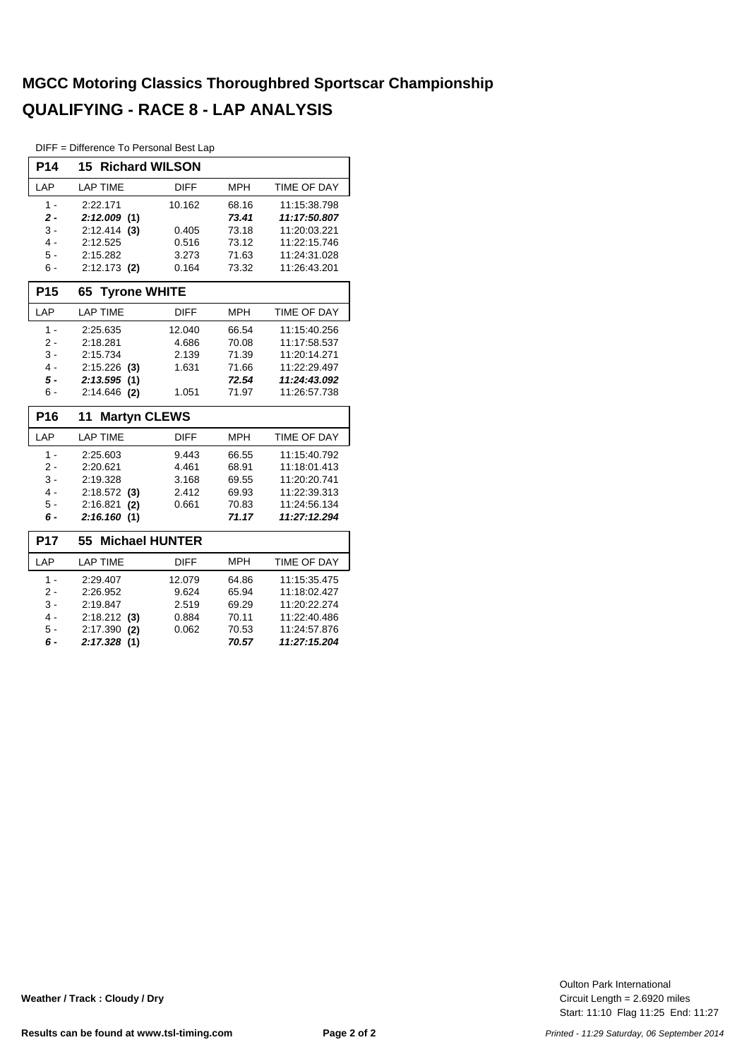# MGCC Motoring Classics Thoroughbred Sportscar Championship

# QUALIFYING - RACE 8 - LAP ANALYSIS

DIFF = Difference To Personal Best Lap

| P14 | 15 Richard WILSON | | | |
|---|---|---|---|---|
| LAP | LAP TIME | DIFF | MPH | TIME OF DAY |
| 1 - | 2:22.171 | 10.162 | 68.16 | 11:15:38.798 |
| ***2 -*** | ***2:12.009 (1)*** | | ***73.41*** | ***11:17:50.807*** |
| 3 - | 2:12.414 **(3)** | 0.405 | 73.18 | 11:20:03.221 |
| 4 - | 2:12.525 | 0.516 | 73.12 | 11:22:15.746 |
| 5 - | 2:15.282 | 3.273 | 71.63 | 11:24:31.028 |
| 6 - | 2:12.173 **(2)** | 0.164 | 73.32 | 11:26:43.201 |

| P15 | 65 Tyrone WHITE | | | |
|---|---|---|---|---|
| LAP | LAP TIME | DIFF | MPH | TIME OF DAY |
| 1 - | 2:25.635 | 12.040 | 66.54 | 11:15:40.256 |
| 2 - | 2:18.281 | 4.686 | 70.08 | 11:17:58.537 |
| 3 - | 2:15.734 | 2.139 | 71.39 | 11:20:14.271 |
| 4 - | 2:15.226 **(3)** | 1.631 | 71.66 | 11:22:29.497 |
| ***5 -*** | ***2:13.595 (1)*** | | ***72.54*** | ***11:24:43.092*** |
| 6 - | 2:14.646 **(2)** | 1.051 | 71.97 | 11:26:57.738 |

| P16 | 11 Martyn CLEWS | | | |
|---|---|---|---|---|
| LAP | LAP TIME | DIFF | MPH | TIME OF DAY |
| 1 - | 2:25.603 | 9.443 | 66.55 | 11:15:40.792 |
| 2 - | 2:20.621 | 4.461 | 68.91 | 11:18:01.413 |
| 3 - | 2:19.328 | 3.168 | 69.55 | 11:20:20.741 |
| 4 - | 2:18.572 **(3)** | 2.412 | 69.93 | 11:22:39.313 |
| 5 - | 2:16.821 **(2)** | 0.661 | 70.83 | 11:24:56.134 |
| ***6 -*** | ***2:16.160 (1)*** | | ***71.17*** | ***11:27:12.294*** |

| P17 | 55 Michael HUNTER | | | |
|---|---|---|---|---|
| LAP | LAP TIME | DIFF | MPH | TIME OF DAY |
| 1 - | 2:29.407 | 12.079 | 64.86 | 11:15:35.475 |
| 2 - | 2:26.952 | 9.624 | 65.94 | 11:18:02.427 |
| 3 - | 2:19.847 | 2.519 | 69.29 | 11:20:22.274 |
| 4 - | 2:18.212 **(3)** | 0.884 | 70.11 | 11:22:40.486 |
| 5 - | 2:17.390 **(2)** | 0.062 | 70.53 | 11:24:57.876 |
| ***6 -*** | ***2:17.328 (1)*** | | ***70.57*** | ***11:27:15.204*** |

**Weather / Track : Cloudy / Dry**

Oulton Park International
Circuit Length = 2.6920 miles
Start: 11:10 Flag 11:25 End: 11:27

**Results can be found at www.tsl-timing.com**

*Printed - 11:29 Saturday, 06 September 2014*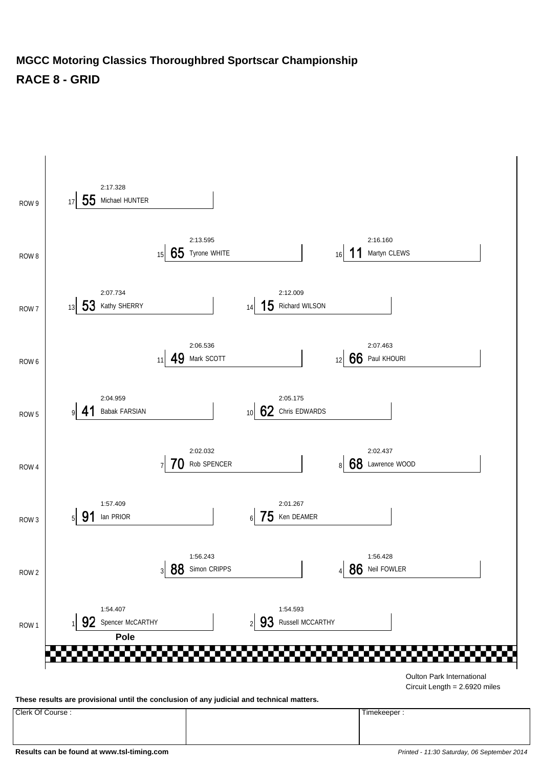# MGCC Motoring Classics Thoroughbred Sportscar Championship

## RACE 8 - GRID

| Row | Position | No. | Driver | Time |
|---|---|---|---|---|
| ROW 9 | 17 | 55 | Michael HUNTER | 2:17.328 |
| ROW 8 | 15 | 65 | Tyrone WHITE | 2:13.595 |
| ROW 8 | 16 | 11 | Martyn CLEWS | 2:16.160 |
| ROW 7 | 13 | 53 | Kathy SHERRY | 2:07.734 |
| ROW 7 | 14 | 15 | Richard WILSON | 2:12.009 |
| ROW 6 | 11 | 49 | Mark SCOTT | 2:06.536 |
| ROW 6 | 12 | 66 | Paul KHOURI | 2:07.463 |
| ROW 5 | 9 | 41 | Babak FARSIAN | 2:04.959 |
| ROW 5 | 10 | 62 | Chris EDWARDS | 2:05.175 |
| ROW 4 | 7 | 70 | Rob SPENCER | 2:02.032 |
| ROW 4 | 8 | 68 | Lawrence WOOD | 2:02.437 |
| ROW 3 | 5 | 91 | Ian PRIOR | 1:57.409 |
| ROW 3 | 6 | 75 | Ken DEAMER | 2:01.267 |
| ROW 2 | 3 | 88 | Simon CRIPPS | 1:56.243 |
| ROW 2 | 4 | 86 | Neil FOWLER | 1:56.428 |
| ROW 1 | 1 | 92 | Spencer McCARTHY | 1:54.407 |
| ROW 1 | 2 | 93 | Russell MCCARTHY | 1:54.593 |

**Pole**

Oulton Park International
Circuit Length = 2.6920 miles

**These results are provisional until the conclusion of any judicial and technical matters.**

| Clerk Of Course : | | Timekeeper : |
|---|---|---|
| | | |

**Results can be found at www.tsl-timing.com**

*Printed - 11:30 Saturday, 06 September 2014*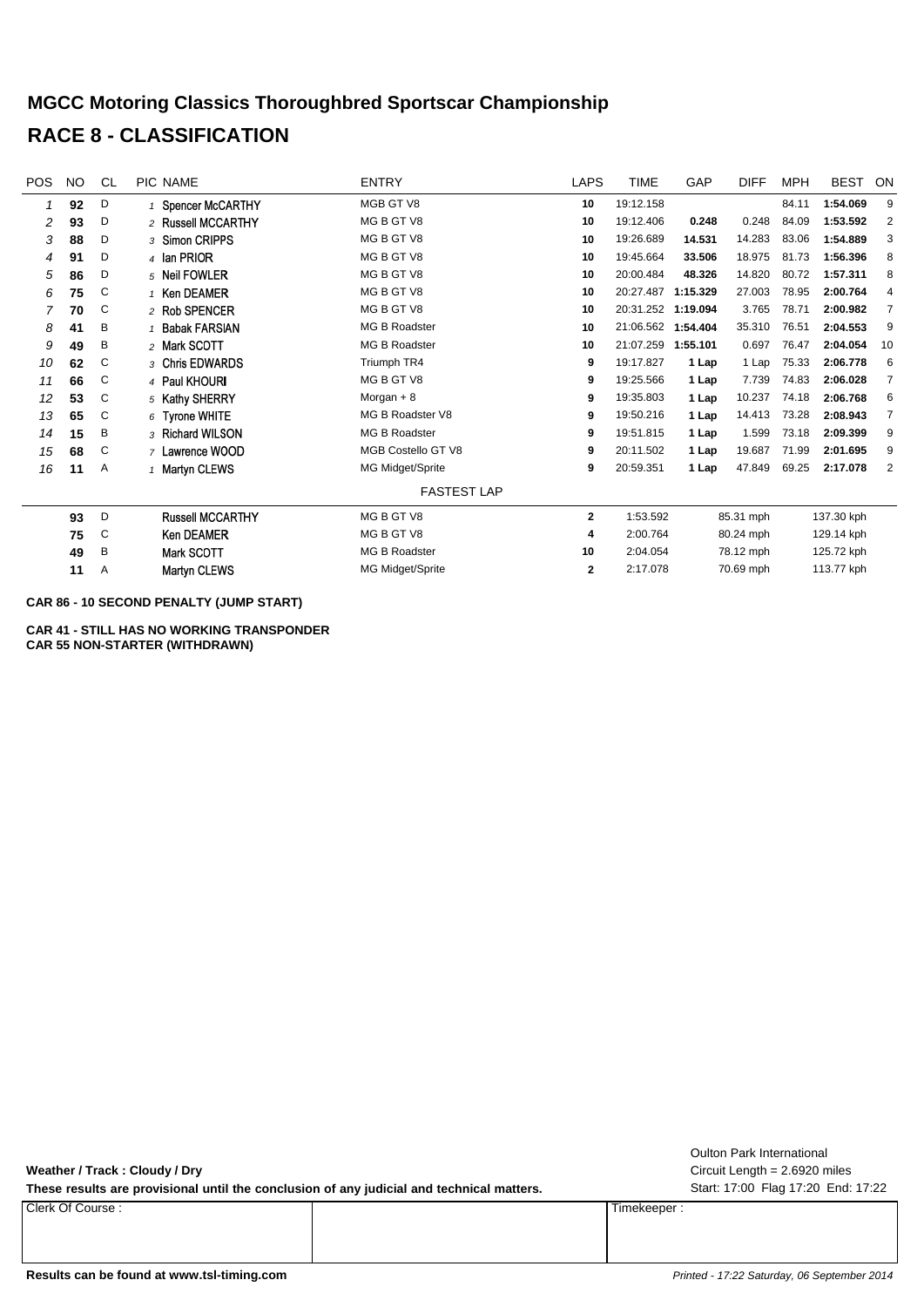# MGCC Motoring Classics Thoroughbred Sportscar Championship

# RACE 8 - CLASSIFICATION

| POS | NO | CL | PIC | NAME | ENTRY | LAPS | TIME | GAP | DIFF | MPH | BEST | ON |
|---|---|---|---|---|---|---|---|---|---|---|---|---|
| 1 | **92** | D | 1 | Spencer McCARTHY | MGB GT V8 | **10** | 19:12.158 | | | 84.11 | **1:54.069** | 9 |
| 2 | **93** | D | 2 | Russell MCCARTHY | MG B GT V8 | **10** | 19:12.406 | **0.248** | 0.248 | 84.09 | **1:53.592** | 2 |
| 3 | **88** | D | 3 | Simon CRIPPS | MG B GT V8 | **10** | 19:26.689 | **14.531** | 14.283 | 83.06 | **1:54.889** | 3 |
| 4 | **91** | D | 4 | Ian PRIOR | MG B GT V8 | **10** | 19:45.664 | **33.506** | 18.975 | 81.73 | **1:56.396** | 8 |
| 5 | **86** | D | 5 | Neil FOWLER | MG B GT V8 | **10** | 20:00.484 | **48.326** | 14.820 | 80.72 | **1:57.311** | 8 |
| 6 | **75** | C | 1 | Ken DEAMER | MG B GT V8 | **10** | 20:27.487 | **1:15.329** | 27.003 | 78.95 | **2:00.764** | 4 |
| 7 | **70** | C | 2 | Rob SPENCER | MG B GT V8 | **10** | 20:31.252 | **1:19.094** | 3.765 | 78.71 | **2:00.982** | 7 |
| 8 | **41** | B | 1 | Babak FARSIAN | MG B Roadster | **10** | 21:06.562 | **1:54.404** | 35.310 | 76.51 | **2:04.553** | 9 |
| 9 | **49** | B | 2 | Mark SCOTT | MG B Roadster | **10** | 21:07.259 | **1:55.101** | 0.697 | 76.47 | **2:04.054** | 10 |
| 10 | **62** | C | 3 | Chris EDWARDS | Triumph TR4 | **9** | 19:17.827 | **1 Lap** | 1 Lap | 75.33 | **2:06.778** | 6 |
| 11 | **66** | C | 4 | Paul KHOURI | MG B GT V8 | **9** | 19:25.566 | **1 Lap** | 7.739 | 74.83 | **2:06.028** | 7 |
| 12 | **53** | C | 5 | Kathy SHERRY | Morgan + 8 | **9** | 19:35.803 | **1 Lap** | 10.237 | 74.18 | **2:06.768** | 6 |
| 13 | **65** | C | 6 | Tyrone WHITE | MG B Roadster V8 | **9** | 19:50.216 | **1 Lap** | 14.413 | 73.28 | **2:08.943** | 7 |
| 14 | **15** | B | 3 | Richard WILSON | MG B Roadster | **9** | 19:51.815 | **1 Lap** | 1.599 | 73.18 | **2:09.399** | 9 |
| 15 | **68** | C | 7 | Lawrence WOOD | MGB Costello GT V8 | **9** | 20:11.502 | **1 Lap** | 19.687 | 71.99 | **2:01.695** | 9 |
| 16 | **11** | A | 1 | Martyn CLEWS | MG Midget/Sprite | **9** | 20:59.351 | **1 Lap** | 47.849 | 69.25 | **2:17.078** | 2 |

FASTEST LAP

| NO | CL | NAME | ENTRY | LAP | TIME | MPH | KPH |
|---|---|---|---|---|---|---|---|
| **93** | D | Russell MCCARTHY | MG B GT V8 | **2** | 1:53.592 | 85.31 mph | 137.30 kph |
| **75** | C | Ken DEAMER | MG B GT V8 | **4** | 2:00.764 | 80.24 mph | 129.14 kph |
| **49** | B | Mark SCOTT | MG B Roadster | **10** | 2:04.054 | 78.12 mph | 125.72 kph |
| **11** | A | Martyn CLEWS | MG Midget/Sprite | **2** | 2:17.078 | 70.69 mph | 113.77 kph |

**CAR 86 - 10 SECOND PENALTY (JUMP START)**

**CAR 41 - STILL HAS NO WORKING TRANSPONDER**
**CAR 55 NON-STARTER (WITHDRAWN)**

**Weather / Track : Cloudy / Dry**

**These results are provisional until the conclusion of any judicial and technical matters.**

Oulton Park International
Circuit Length = 2.6920 miles
Start: 17:00 Flag 17:20 End: 17:22

| Clerk Of Course : | | Timekeeper : |
|---|---|---|
| | | |

**Results can be found at www.tsl-timing.com**

*Printed - 17:22 Saturday, 06 September 2014*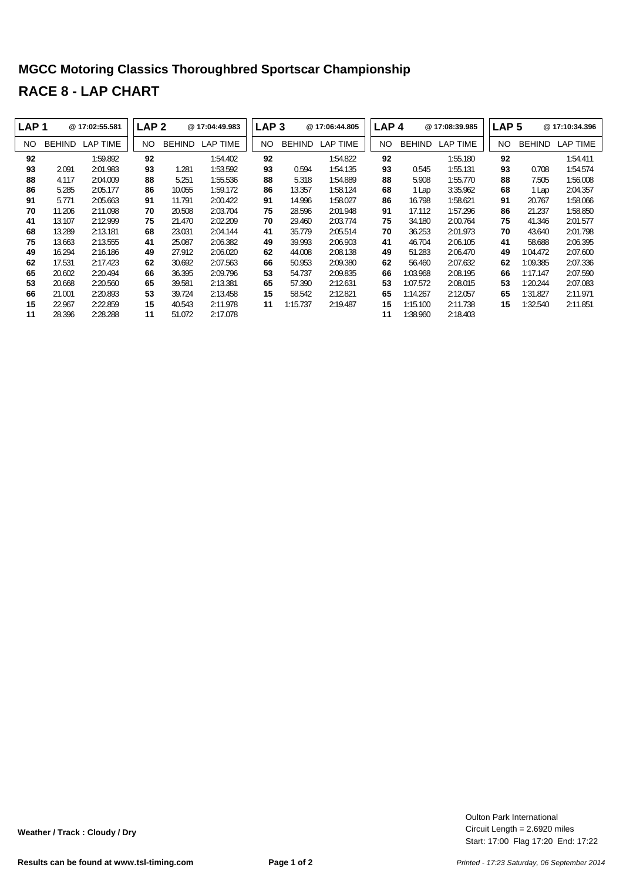## MGCC Motoring Classics Thoroughbred Sportscar Championship

# RACE 8 - LAP CHART

| LAP 1 | @ 17:02:55.581 | | LAP 2 | @ 17:04:49.983 | | LAP 3 | @ 17:06:44.805 | | LAP 4 | @ 17:08:39.985 | | LAP 5 | @ 17:10:34.396 | |
|---|---|---|---|---|---|---|---|---|---|---|---|---|---|---|
| NO | BEHIND | LAP TIME | NO | BEHIND | LAP TIME | NO | BEHIND | LAP TIME | NO | BEHIND | LAP TIME | NO | BEHIND | LAP TIME |
| **92** | | 1:59.892 | **92** | | 1:54.402 | **92** | | 1:54.822 | **92** | | 1:55.180 | **92** | | 1:54.411 |
| **93** | 2.091 | 2:01.983 | **93** | 1.281 | 1:53.592 | **93** | 0.594 | 1:54.135 | **93** | 0.545 | 1:55.131 | **93** | 0.708 | 1:54.574 |
| **88** | 4.117 | 2:04.009 | **88** | 5.251 | 1:55.536 | **88** | 5.318 | 1:54.889 | **88** | 5.908 | 1:55.770 | **88** | 7.505 | 1:56.008 |
| **86** | 5.285 | 2:05.177 | **86** | 10.055 | 1:59.172 | **86** | 13.357 | 1:58.124 | **68** | 1 Lap | 3:35.962 | **68** | 1 Lap | 2:04.357 |
| **91** | 5.771 | 2:05.663 | **91** | 11.791 | 2:00.422 | **91** | 14.996 | 1:58.027 | **86** | 16.798 | 1:58.621 | **91** | 20.767 | 1:58.066 |
| **70** | 11.206 | 2:11.098 | **70** | 20.508 | 2:03.704 | **75** | 28.596 | 2:01.948 | **91** | 17.112 | 1:57.296 | **86** | 21.237 | 1:58.850 |
| **41** | 13.107 | 2:12.999 | **75** | 21.470 | 2:02.209 | **70** | 29.460 | 2:03.774 | **75** | 34.180 | 2:00.764 | **75** | 41.346 | 2:01.577 |
| **68** | 13.289 | 2:13.181 | **68** | 23.031 | 2:04.144 | **41** | 35.779 | 2:05.514 | **70** | 36.253 | 2:01.973 | **70** | 43.640 | 2:01.798 |
| **75** | 13.663 | 2:13.555 | **41** | 25.087 | 2:06.382 | **49** | 39.993 | 2:06.903 | **41** | 46.704 | 2:06.105 | **41** | 58.688 | 2:06.395 |
| **49** | 16.294 | 2:16.186 | **49** | 27.912 | 2:06.020 | **62** | 44.008 | 2:08.138 | **49** | 51.283 | 2:06.470 | **49** | 1:04.472 | 2:07.600 |
| **62** | 17.531 | 2:17.423 | **62** | 30.692 | 2:07.563 | **66** | 50.953 | 2:09.380 | **62** | 56.460 | 2:07.632 | **62** | 1:09.385 | 2:07.336 |
| **65** | 20.602 | 2:20.494 | **66** | 36.395 | 2:09.796 | **53** | 54.737 | 2:09.835 | **66** | 1:03.968 | 2:08.195 | **66** | 1:17.147 | 2:07.590 |
| **53** | 20.668 | 2:20.560 | **65** | 39.581 | 2:13.381 | **65** | 57.390 | 2:12.631 | **53** | 1:07.572 | 2:08.015 | **53** | 1:20.244 | 2:07.083 |
| **66** | 21.001 | 2:20.893 | **53** | 39.724 | 2:13.458 | **15** | 58.542 | 2:12.821 | **65** | 1:14.267 | 2:12.057 | **65** | 1:31.827 | 2:11.971 |
| **15** | 22.967 | 2:22.859 | **15** | 40.543 | 2:11.978 | **11** | 1:15.737 | 2:19.487 | **15** | 1:15.100 | 2:11.738 | **15** | 1:32.540 | 2:11.851 |
| **11** | 28.396 | 2:28.288 | **11** | 51.072 | 2:17.078 | | | | **11** | 1:38.960 | 2:18.403 | | | |

**Weather / Track : Cloudy / Dry**

Oulton Park International
Circuit Length = 2.6920 miles
Start: 17:00 Flag 17:20 End: 17:22

**Results can be found at www.tsl-timing.com**

*Printed - 17:23 Saturday, 06 September 2014*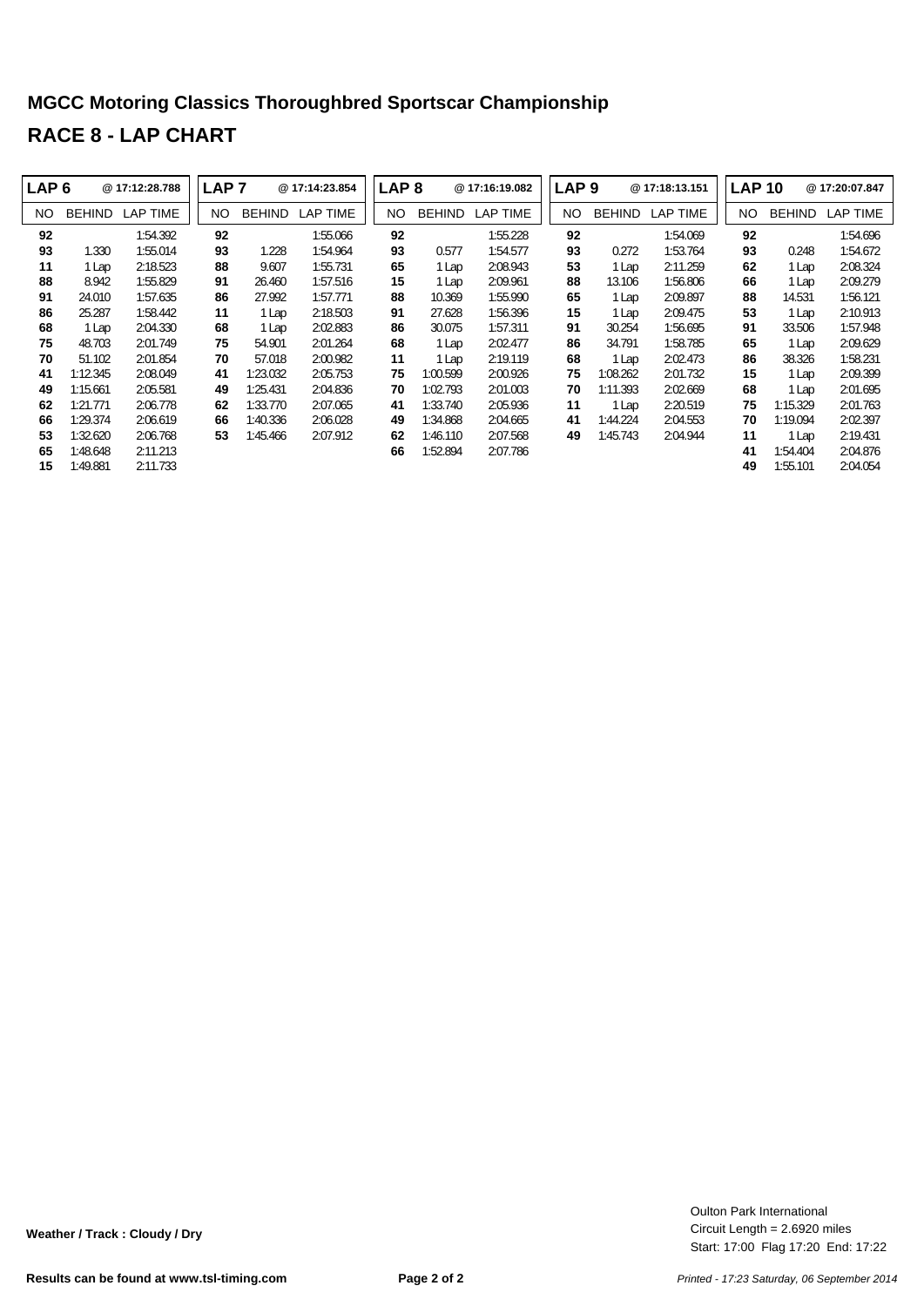## MGCC Motoring Classics Thoroughbred Sportscar Championship

# RACE 8 - LAP CHART

| LAP 6 | | @ 17:12:28.788 | LAP 7 | | @ 17:14:23.854 | LAP 8 | | @ 17:16:19.082 | LAP 9 | | @ 17:18:13.151 | LAP 10 | | @ 17:20:07.847 |
|---|---|---|---|---|---|---|---|---|---|---|---|---|---|---|
| NO | BEHIND | LAP TIME | NO | BEHIND | LAP TIME | NO | BEHIND | LAP TIME | NO | BEHIND | LAP TIME | NO | BEHIND | LAP TIME |
| 92 | | 1:54.392 | 92 | | 1:55.066 | 92 | | 1:55.228 | 92 | | 1:54.069 | 92 | | 1:54.696 |
| 93 | 1.330 | 1:55.014 | 93 | 1.228 | 1:54.964 | 93 | 0.577 | 1:54.577 | 93 | 0.272 | 1:53.764 | 93 | 0.248 | 1:54.672 |
| 11 | 1 Lap | 2:18.523 | 88 | 9.607 | 1:55.731 | 65 | 1 Lap | 2:08.943 | 53 | 1 Lap | 2:11.259 | 62 | 1 Lap | 2:08.324 |
| 88 | 8.942 | 1:55.829 | 91 | 26.460 | 1:57.516 | 15 | 1 Lap | 2:09.961 | 88 | 13.106 | 1:56.806 | 66 | 1 Lap | 2:09.279 |
| 91 | 24.010 | 1:57.635 | 86 | 27.992 | 1:57.771 | 88 | 10.369 | 1:55.990 | 65 | 1 Lap | 2:09.897 | 88 | 14.531 | 1:56.121 |
| 86 | 25.287 | 1:58.442 | 11 | 1 Lap | 2:18.503 | 91 | 27.628 | 1:56.396 | 15 | 1 Lap | 2:09.475 | 53 | 1 Lap | 2:10.913 |
| 68 | 1 Lap | 2:04.330 | 68 | 1 Lap | 2:02.883 | 86 | 30.075 | 1:57.311 | 91 | 30.254 | 1:56.695 | 91 | 33.506 | 1:57.948 |
| 75 | 48.703 | 2:01.749 | 75 | 54.901 | 2:01.264 | 68 | 1 Lap | 2:02.477 | 86 | 34.791 | 1:58.785 | 65 | 1 Lap | 2:09.629 |
| 70 | 51.102 | 2:01.854 | 70 | 57.018 | 2:00.982 | 11 | 1 Lap | 2:19.119 | 68 | 1 Lap | 2:02.473 | 86 | 38.326 | 1:58.231 |
| 41 | 1:12.345 | 2:08.049 | 41 | 1:23.032 | 2:05.753 | 75 | 1:00.599 | 2:00.926 | 75 | 1:08.262 | 2:01.732 | 15 | 1 Lap | 2:09.399 |
| 49 | 1:15.661 | 2:05.581 | 49 | 1:25.431 | 2:04.836 | 70 | 1:02.793 | 2:01.003 | 70 | 1:11.393 | 2:02.669 | 68 | 1 Lap | 2:01.695 |
| 62 | 1:21.771 | 2:06.778 | 62 | 1:33.770 | 2:07.065 | 41 | 1:33.740 | 2:05.936 | 11 | 1 Lap | 2:20.519 | 75 | 1:15.329 | 2:01.763 |
| 66 | 1:29.374 | 2:06.619 | 66 | 1:40.336 | 2:06.028 | 49 | 1:34.868 | 2:04.665 | 41 | 1:44.224 | 2:04.553 | 70 | 1:19.094 | 2:02.397 |
| 53 | 1:32.620 | 2:06.768 | 53 | 1:45.466 | 2:07.912 | 62 | 1:46.110 | 2:07.568 | 49 | 1:45.743 | 2:04.944 | 11 | 1 Lap | 2:19.431 |
| 65 | 1:48.648 | 2:11.213 | | | | 66 | 1:52.894 | 2:07.786 | | | | 41 | 1:54.404 | 2:04.876 |
| 15 | 1:49.881 | 2:11.733 | | | | | | | | | | 49 | 1:55.101 | 2:04.054 |

**Weather / Track : Cloudy / Dry**

Oulton Park International
Circuit Length = 2.6920 miles
Start: 17:00 Flag 17:20 End: 17:22

**Results can be found at www.tsl-timing.com**

*Printed - 17:23 Saturday, 06 September 2014*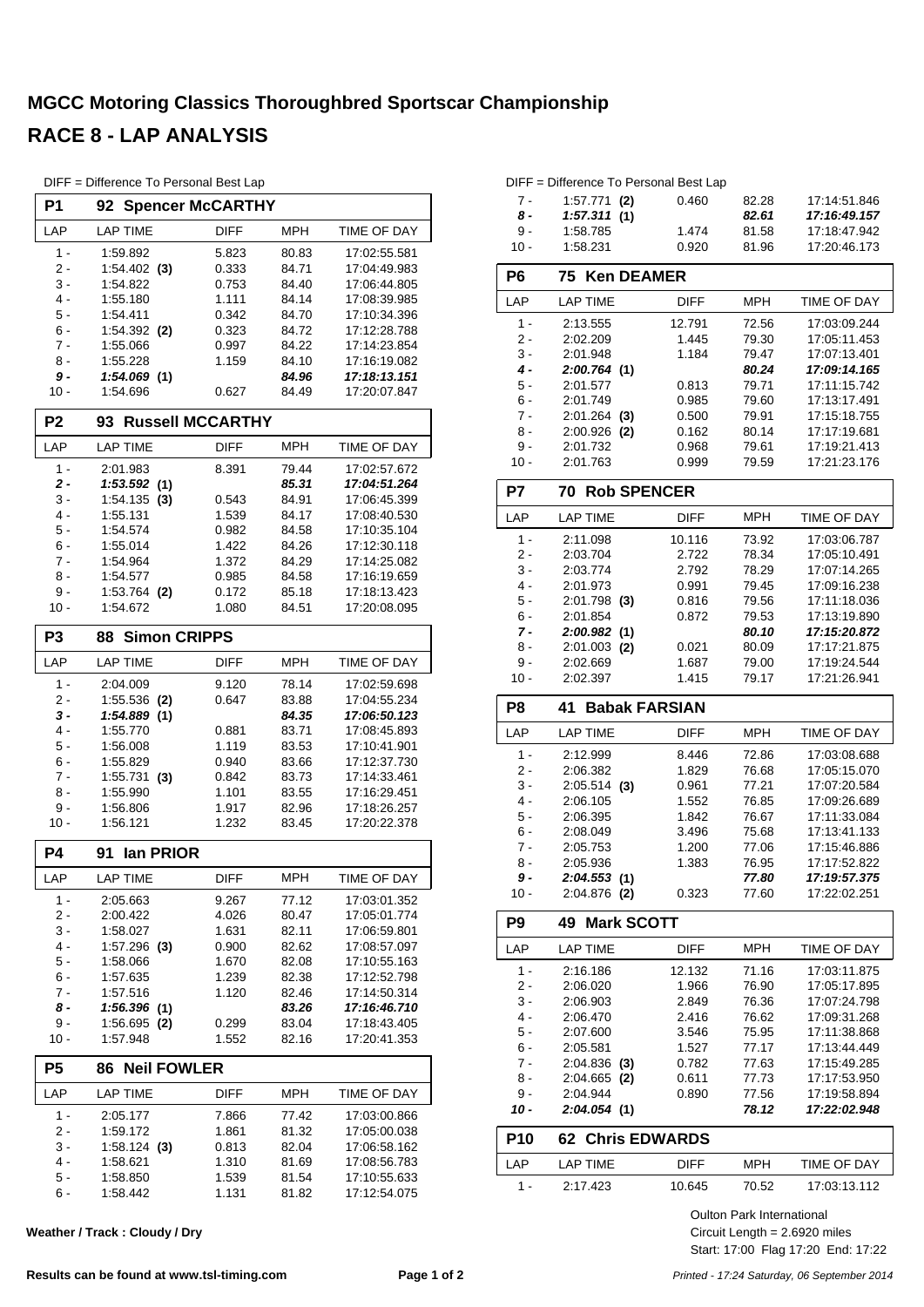# MGCC Motoring Classics Thoroughbred Sportscar Championship

## RACE 8 - LAP ANALYSIS

DIFF = Difference To Personal Best Lap

### P1 92 Spencer McCARTHY

| LAP | LAP TIME | DIFF | MPH | TIME OF DAY |
|---|---|---|---|---|
| 1 - | 1:59.892 | 5.823 | 80.83 | 17:02:55.581 |
| 2 - | 1:54.402 **(3)** | 0.333 | 84.71 | 17:04:49.983 |
| 3 - | 1:54.822 | 0.753 | 84.40 | 17:06:44.805 |
| 4 - | 1:55.180 | 1.111 | 84.14 | 17:08:39.985 |
| 5 - | 1:54.411 | 0.342 | 84.70 | 17:10:34.396 |
| 6 - | 1:54.392 **(2)** | 0.323 | 84.72 | 17:12:28.788 |
| 7 - | 1:55.066 | 0.997 | 84.22 | 17:14:23.854 |
| 8 - | 1:55.228 | 1.159 | 84.10 | 17:16:19.082 |
| ***9 -*** | ***1:54.069 (1)*** | | ***84.96*** | ***17:18:13.151*** |
| 10 - | 1:54.696 | 0.627 | 84.49 | 17:20:07.847 |

### P2 93 Russell MCCARTHY

| LAP | LAP TIME | DIFF | MPH | TIME OF DAY |
|---|---|---|---|---|
| 1 - | 2:01.983 | 8.391 | 79.44 | 17:02:57.672 |
| ***2 -*** | ***1:53.592 (1)*** | | ***85.31*** | ***17:04:51.264*** |
| 3 - | 1:54.135 **(3)** | 0.543 | 84.91 | 17:06:45.399 |
| 4 - | 1:55.131 | 1.539 | 84.17 | 17:08:40.530 |
| 5 - | 1:54.574 | 0.982 | 84.58 | 17:10:35.104 |
| 6 - | 1:55.014 | 1.422 | 84.26 | 17:12:30.118 |
| 7 - | 1:54.964 | 1.372 | 84.29 | 17:14:25.082 |
| 8 - | 1:54.577 | 0.985 | 84.58 | 17:16:19.659 |
| 9 - | 1:53.764 **(2)** | 0.172 | 85.18 | 17:18:13.423 |
| 10 - | 1:54.672 | 1.080 | 84.51 | 17:20:08.095 |

### P3 88 Simon CRIPPS

| LAP | LAP TIME | DIFF | MPH | TIME OF DAY |
|---|---|---|---|---|
| 1 - | 2:04.009 | 9.120 | 78.14 | 17:02:59.698 |
| 2 - | 1:55.536 **(2)** | 0.647 | 83.88 | 17:04:55.234 |
| ***3 -*** | ***1:54.889 (1)*** | | ***84.35*** | ***17:06:50.123*** |
| 4 - | 1:55.770 | 0.881 | 83.71 | 17:08:45.893 |
| 5 - | 1:56.008 | 1.119 | 83.53 | 17:10:41.901 |
| 6 - | 1:55.829 | 0.940 | 83.66 | 17:12:37.730 |
| 7 - | 1:55.731 **(3)** | 0.842 | 83.73 | 17:14:33.461 |
| 8 - | 1:55.990 | 1.101 | 83.55 | 17:16:29.451 |
| 9 - | 1:56.806 | 1.917 | 82.96 | 17:18:26.257 |
| 10 - | 1:56.121 | 1.232 | 83.45 | 17:20:22.378 |

### P4 91 Ian PRIOR

| LAP | LAP TIME | DIFF | MPH | TIME OF DAY |
|---|---|---|---|---|
| 1 - | 2:05.663 | 9.267 | 77.12 | 17:03:01.352 |
| 2 - | 2:00.422 | 4.026 | 80.47 | 17:05:01.774 |
| 3 - | 1:58.027 | 1.631 | 82.11 | 17:06:59.801 |
| 4 - | 1:57.296 **(3)** | 0.900 | 82.62 | 17:08:57.097 |
| 5 - | 1:58.066 | 1.670 | 82.08 | 17:10:55.163 |
| 6 - | 1:57.635 | 1.239 | 82.38 | 17:12:52.798 |
| 7 - | 1:57.516 | 1.120 | 82.46 | 17:14:50.314 |
| ***8 -*** | ***1:56.396 (1)*** | | ***83.26*** | ***17:16:46.710*** |
| 9 - | 1:56.695 **(2)** | 0.299 | 83.04 | 17:18:43.405 |
| 10 - | 1:57.948 | 1.552 | 82.16 | 17:20:41.353 |

### P5 86 Neil FOWLER

| LAP | LAP TIME | DIFF | MPH | TIME OF DAY |
|---|---|---|---|---|
| 1 - | 2:05.177 | 7.866 | 77.42 | 17:03:00.866 |
| 2 - | 1:59.172 | 1.861 | 81.32 | 17:05:00.038 |
| 3 - | 1:58.124 **(3)** | 0.813 | 82.04 | 17:06:58.162 |
| 4 - | 1:58.621 | 1.310 | 81.69 | 17:08:56.783 |
| 5 - | 1:58.850 | 1.539 | 81.54 | 17:10:55.633 |
| 6 - | 1:58.442 | 1.131 | 81.82 | 17:12:54.075 |
| 7 - | 1:57.771 **(2)** | 0.460 | 82.28 | 17:14:51.846 |
| ***8 -*** | ***1:57.311 (1)*** | | ***82.61*** | ***17:16:49.157*** |
| 9 - | 1:58.785 | 1.474 | 81.58 | 17:18:47.942 |
| 10 - | 1:58.231 | 0.920 | 81.96 | 17:20:46.173 |

### P6 75 Ken DEAMER

| LAP | LAP TIME | DIFF | MPH | TIME OF DAY |
|---|---|---|---|---|
| 1 - | 2:13.555 | 12.791 | 72.56 | 17:03:09.244 |
| 2 - | 2:02.209 | 1.445 | 79.30 | 17:05:11.453 |
| 3 - | 2:01.948 | 1.184 | 79.47 | 17:07:13.401 |
| ***4 -*** | ***2:00.764 (1)*** | | ***80.24*** | ***17:09:14.165*** |
| 5 - | 2:01.577 | 0.813 | 79.71 | 17:11:15.742 |
| 6 - | 2:01.749 | 0.985 | 79.60 | 17:13:17.491 |
| 7 - | 2:01.264 **(3)** | 0.500 | 79.91 | 17:15:18.755 |
| 8 - | 2:00.926 **(2)** | 0.162 | 80.14 | 17:17:19.681 |
| 9 - | 2:01.732 | 0.968 | 79.61 | 17:19:21.413 |
| 10 - | 2:01.763 | 0.999 | 79.59 | 17:21:23.176 |

### P7 70 Rob SPENCER

| LAP | LAP TIME | DIFF | MPH | TIME OF DAY |
|---|---|---|---|---|
| 1 - | 2:11.098 | 10.116 | 73.92 | 17:03:06.787 |
| 2 - | 2:03.704 | 2.722 | 78.34 | 17:05:10.491 |
| 3 - | 2:03.774 | 2.792 | 78.29 | 17:07:14.265 |
| 4 - | 2:01.973 | 0.991 | 79.45 | 17:09:16.238 |
| 5 - | 2:01.798 **(3)** | 0.816 | 79.56 | 17:11:18.036 |
| 6 - | 2:01.854 | 0.872 | 79.53 | 17:13:19.890 |
| ***7 -*** | ***2:00.982 (1)*** | | ***80.10*** | ***17:15:20.872*** |
| 8 - | 2:01.003 **(2)** | 0.021 | 80.09 | 17:17:21.875 |
| 9 - | 2:02.669 | 1.687 | 79.00 | 17:19:24.544 |
| 10 - | 2:02.397 | 1.415 | 79.17 | 17:21:26.941 |

### P8 41 Babak FARSIAN

| LAP | LAP TIME | DIFF | MPH | TIME OF DAY |
|---|---|---|---|---|
| 1 - | 2:12.999 | 8.446 | 72.86 | 17:03:08.688 |
| 2 - | 2:06.382 | 1.829 | 76.68 | 17:05:15.070 |
| 3 - | 2:05.514 **(3)** | 0.961 | 77.21 | 17:07:20.584 |
| 4 - | 2:06.105 | 1.552 | 76.85 | 17:09:26.689 |
| 5 - | 2:06.395 | 1.842 | 76.67 | 17:11:33.084 |
| 6 - | 2:08.049 | 3.496 | 75.68 | 17:13:41.133 |
| 7 - | 2:05.753 | 1.200 | 77.06 | 17:15:46.886 |
| 8 - | 2:05.936 | 1.383 | 76.95 | 17:17:52.822 |
| ***9 -*** | ***2:04.553 (1)*** | | ***77.80*** | ***17:19:57.375*** |
| 10 - | 2:04.876 **(2)** | 0.323 | 77.60 | 17:22:02.251 |

### P9 49 Mark SCOTT

| LAP | LAP TIME | DIFF | MPH | TIME OF DAY |
|---|---|---|---|---|
| 1 - | 2:16.186 | 12.132 | 71.16 | 17:03:11.875 |
| 2 - | 2:06.020 | 1.966 | 76.90 | 17:05:17.895 |
| 3 - | 2:06.903 | 2.849 | 76.36 | 17:07:24.798 |
| 4 - | 2:06.470 | 2.416 | 76.62 | 17:09:31.268 |
| 5 - | 2:07.600 | 3.546 | 75.95 | 17:11:38.868 |
| 6 - | 2:05.581 | 1.527 | 77.17 | 17:13:44.449 |
| 7 - | 2:04.836 **(3)** | 0.782 | 77.63 | 17:15:49.285 |
| 8 - | 2:04.665 **(2)** | 0.611 | 77.73 | 17:17:53.950 |
| 9 - | 2:04.944 | 0.890 | 77.56 | 17:19:58.894 |
| ***10 -*** | ***2:04.054 (1)*** | | ***78.12*** | ***17:22:02.948*** |

### P10 62 Chris EDWARDS

| LAP | LAP TIME | DIFF | MPH | TIME OF DAY |
|---|---|---|---|---|
| 1 - | 2:17.423 | 10.645 | 70.52 | 17:03:13.112 |

**Weather / Track : Cloudy / Dry**

Oulton Park International
Circuit Length = 2.6920 miles
Start: 17:00 Flag 17:20 End: 17:22

**Results can be found at www.tsl-timing.com**

*Printed - 17:24 Saturday, 06 September 2014*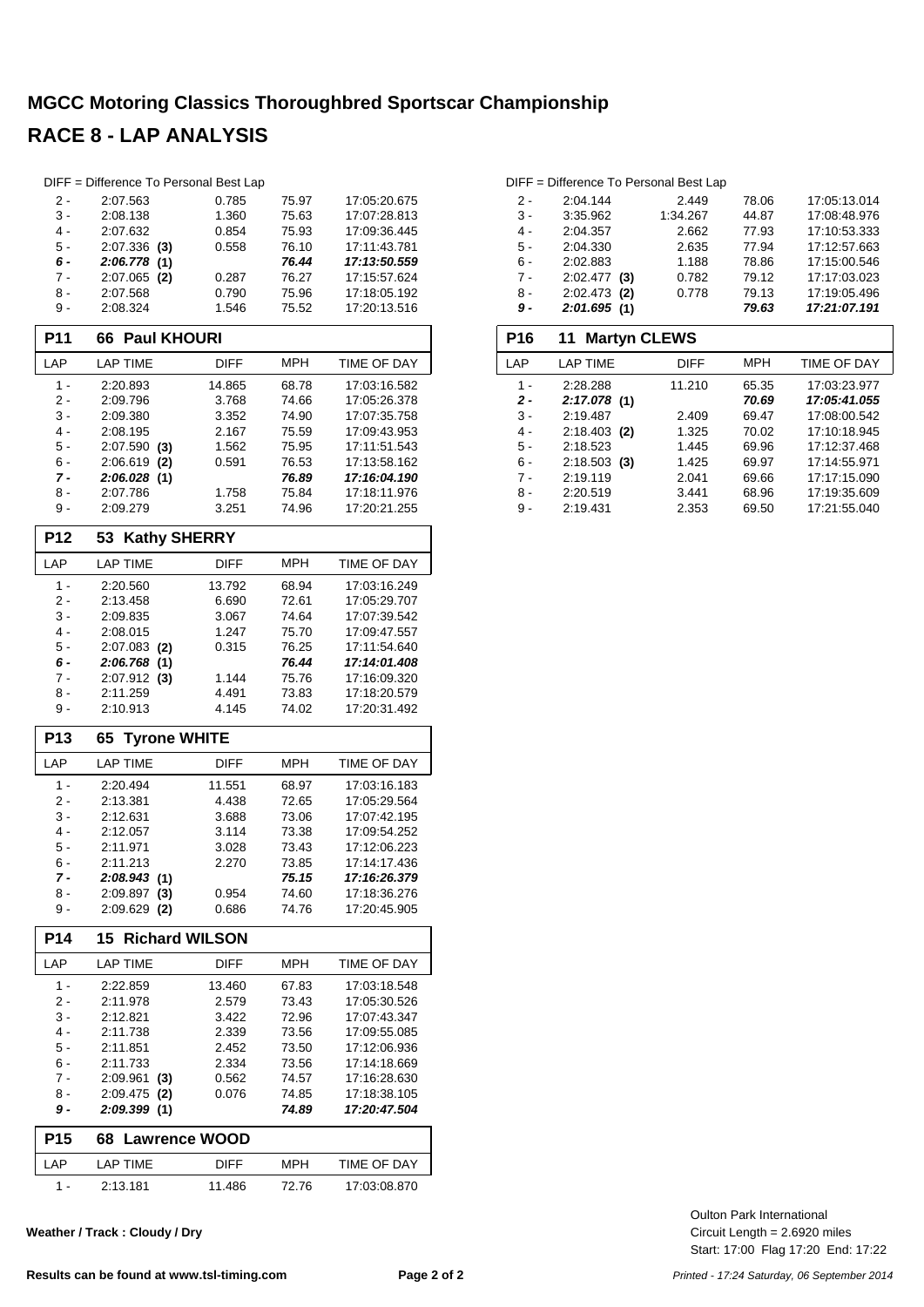# MGCC Motoring Classics Thoroughbred Sportscar Championship

## RACE 8 - LAP ANALYSIS

DIFF = Difference To Personal Best Lap

| LAP | LAP TIME | DIFF | MPH | TIME OF DAY |
|---|---|---|---|---|
| 2 - | 2:07.563 | 0.785 | 75.97 | 17:05:20.675 |
| 3 - | 2:08.138 | 1.360 | 75.63 | 17:07:28.813 |
| 4 - | 2:07.632 | 0.854 | 75.93 | 17:09:36.445 |
| 5 - | 2:07.336 **(3)** | 0.558 | 76.10 | 17:11:43.781 |
| ***6 -*** | ***2:06.778*** **(1)** | | ***76.44*** | ***17:13:50.559*** |
| 7 - | 2:07.065 **(2)** | 0.287 | 76.27 | 17:15:57.624 |
| 8 - | 2:07.568 | 0.790 | 75.96 | 17:18:05.192 |
| 9 - | 2:08.324 | 1.546 | 75.52 | 17:20:13.516 |

### P11 66 Paul KHOURI

| LAP | LAP TIME | DIFF | MPH | TIME OF DAY |
|---|---|---|---|---|
| 1 - | 2:20.893 | 14.865 | 68.78 | 17:03:16.582 |
| 2 - | 2:09.796 | 3.768 | 74.66 | 17:05:26.378 |
| 3 - | 2:09.380 | 3.352 | 74.90 | 17:07:35.758 |
| 4 - | 2:08.195 | 2.167 | 75.59 | 17:09:43.953 |
| 5 - | 2:07.590 **(3)** | 1.562 | 75.95 | 17:11:51.543 |
| 6 - | 2:06.619 **(2)** | 0.591 | 76.53 | 17:13:58.162 |
| ***7 -*** | ***2:06.028*** **(1)** | | ***76.89*** | ***17:16:04.190*** |
| 8 - | 2:07.786 | 1.758 | 75.84 | 17:18:11.976 |
| 9 - | 2:09.279 | 3.251 | 74.96 | 17:20:21.255 |

### P12 53 Kathy SHERRY

| LAP | LAP TIME | DIFF | MPH | TIME OF DAY |
|---|---|---|---|---|
| 1 - | 2:20.560 | 13.792 | 68.94 | 17:03:16.249 |
| 2 - | 2:13.458 | 6.690 | 72.61 | 17:05:29.707 |
| 3 - | 2:09.835 | 3.067 | 74.64 | 17:07:39.542 |
| 4 - | 2:08.015 | 1.247 | 75.70 | 17:09:47.557 |
| 5 - | 2:07.083 **(2)** | 0.315 | 76.25 | 17:11:54.640 |
| ***6 -*** | ***2:06.768*** **(1)** | | ***76.44*** | ***17:14:01.408*** |
| 7 - | 2:07.912 **(3)** | 1.144 | 75.76 | 17:16:09.320 |
| 8 - | 2:11.259 | 4.491 | 73.83 | 17:18:20.579 |
| 9 - | 2:10.913 | 4.145 | 74.02 | 17:20:31.492 |

### P13 65 Tyrone WHITE

| LAP | LAP TIME | DIFF | MPH | TIME OF DAY |
|---|---|---|---|---|
| 1 - | 2:20.494 | 11.551 | 68.97 | 17:03:16.183 |
| 2 - | 2:13.381 | 4.438 | 72.65 | 17:05:29.564 |
| 3 - | 2:12.631 | 3.688 | 73.06 | 17:07:42.195 |
| 4 - | 2:12.057 | 3.114 | 73.38 | 17:09:54.252 |
| 5 - | 2:11.971 | 3.028 | 73.43 | 17:12:06.223 |
| 6 - | 2:11.213 | 2.270 | 73.85 | 17:14:17.436 |
| ***7 -*** | ***2:08.943*** **(1)** | | ***75.15*** | ***17:16:26.379*** |
| 8 - | 2:09.897 **(3)** | 0.954 | 74.60 | 17:18:36.276 |
| 9 - | 2:09.629 **(2)** | 0.686 | 74.76 | 17:20:45.905 |

### P14 15 Richard WILSON

| LAP | LAP TIME | DIFF | MPH | TIME OF DAY |
|---|---|---|---|---|
| 1 - | 2:22.859 | 13.460 | 67.83 | 17:03:18.548 |
| 2 - | 2:11.978 | 2.579 | 73.43 | 17:05:30.526 |
| 3 - | 2:12.821 | 3.422 | 72.96 | 17:07:43.347 |
| 4 - | 2:11.738 | 2.339 | 73.56 | 17:09:55.085 |
| 5 - | 2:11.851 | 2.452 | 73.50 | 17:12:06.936 |
| 6 - | 2:11.733 | 2.334 | 73.56 | 17:14:18.669 |
| 7 - | 2:09.961 **(3)** | 0.562 | 74.57 | 17:16:28.630 |
| 8 - | 2:09.475 **(2)** | 0.076 | 74.85 | 17:18:38.105 |
| ***9 -*** | ***2:09.399*** **(1)** | | ***74.89*** | ***17:20:47.504*** |

### P15 68 Lawrence WOOD

| LAP | LAP TIME | DIFF | MPH | TIME OF DAY |
|---|---|---|---|---|
| 1 - | 2:13.181 | 11.486 | 72.76 | 17:03:08.870 |
| 2 - | 2:04.144 | 2.449 | 78.06 | 17:05:13.014 |
| 3 - | 3:35.962 | 1:34.267 | 44.87 | 17:08:48.976 |
| 4 - | 2:04.357 | 2.662 | 77.93 | 17:10:53.333 |
| 5 - | 2:04.330 | 2.635 | 77.94 | 17:12:57.663 |
| 6 - | 2:02.883 | 1.188 | 78.86 | 17:15:00.546 |
| 7 - | 2:02.477 **(3)** | 0.782 | 79.12 | 17:17:03.023 |
| 8 - | 2:02.473 **(2)** | 0.778 | 79.13 | 17:19:05.496 |
| ***9 -*** | ***2:01.695*** **(1)** | | ***79.63*** | ***17:21:07.191*** |

### P16 11 Martyn CLEWS

| LAP | LAP TIME | DIFF | MPH | TIME OF DAY |
|---|---|---|---|---|
| 1 - | 2:28.288 | 11.210 | 65.35 | 17:03:23.977 |
| ***2 -*** | ***2:17.078*** **(1)** | | ***70.69*** | ***17:05:41.055*** |
| 3 - | 2:19.487 | 2.409 | 69.47 | 17:08:00.542 |
| 4 - | 2:18.403 **(2)** | 1.325 | 70.02 | 17:10:18.945 |
| 5 - | 2:18.523 | 1.445 | 69.96 | 17:12:37.468 |
| 6 - | 2:18.503 **(3)** | 1.425 | 69.97 | 17:14:55.971 |
| 7 - | 2:19.119 | 2.041 | 69.66 | 17:17:15.090 |
| 8 - | 2:20.519 | 3.441 | 68.96 | 17:19:35.609 |
| 9 - | 2:19.431 | 2.353 | 69.50 | 17:21:55.040 |

**Weather / Track : Cloudy / Dry**

Oulton Park International
Circuit Length = 2.6920 miles
Start: 17:00 Flag 17:20 End: 17:22

**Results can be found at www.tsl-timing.com**

*Printed - 17:24 Saturday, 06 September 2014*